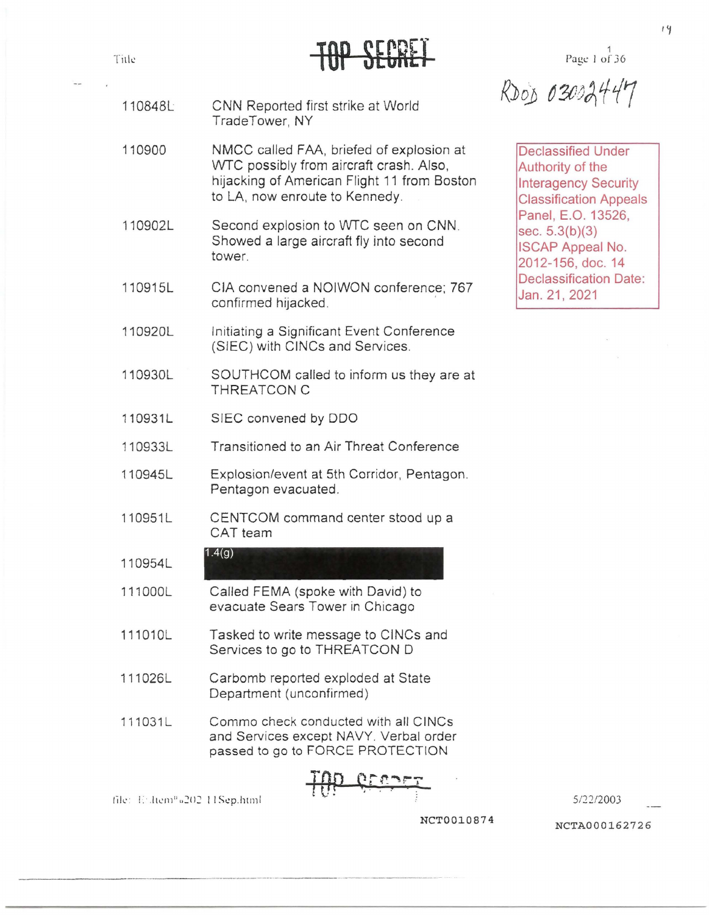TOP SECRET

Title

RDoD 03002447

Declassified Under Authority of the Interagency Security Classification Appeals Panel, E.O. 13526, sec. 5.3(b)(3)
ISCAP Appeal No. 2012-156, doc. 14
Declassification Date: Jan. 21, 2021

| | |
|---|---|
| 110848L | CNN Reported first strike at World TradeTower, NY |
| 110900 | NMCC called FAA, briefed of explosion at WTC possibly from aircraft crash. Also, hijacking of American Flight 11 from Boston to LA, now enroute to Kennedy. |
| 110902L | Second explosion to WTC seen on CNN. Showed a large aircraft fly into second tower. |
| 110915L | CIA convened a NOIWON conference; 767 confirmed hijacked. |
| 110920L | Initiating a Significant Event Conference (SIEC) with CINCs and Services. |
| 110930L | SOUTHCOM called to inform us they are at THREATCON C |
| 110931L | SIEC convened by DDO |
| 110933L | Transitioned to an Air Threat Conference |
| 110945L | Explosion/event at 5th Corridor, Pentagon. Pentagon evacuated. |
| 110951L | CENTCOM command center stood up a CAT team |
| 110954L | 1.4(g) [redacted] |
| 111000L | Called FEMA (spoke with David) to evacuate Sears Tower in Chicago |
| 111010L | Tasked to write message to CINCs and Services to go to THREATCON D |
| 111026L | Carbomb reported exploded at State Department (unconfirmed) |
| 111031L | Commo check conducted with all CINCs and Services except NAVY. Verbal order passed to go to FORCE PROTECTION |

TOP SECRET

file: E:\Item%202 11Sep.html

5/22/2003

NCT0010874

NCTA000162726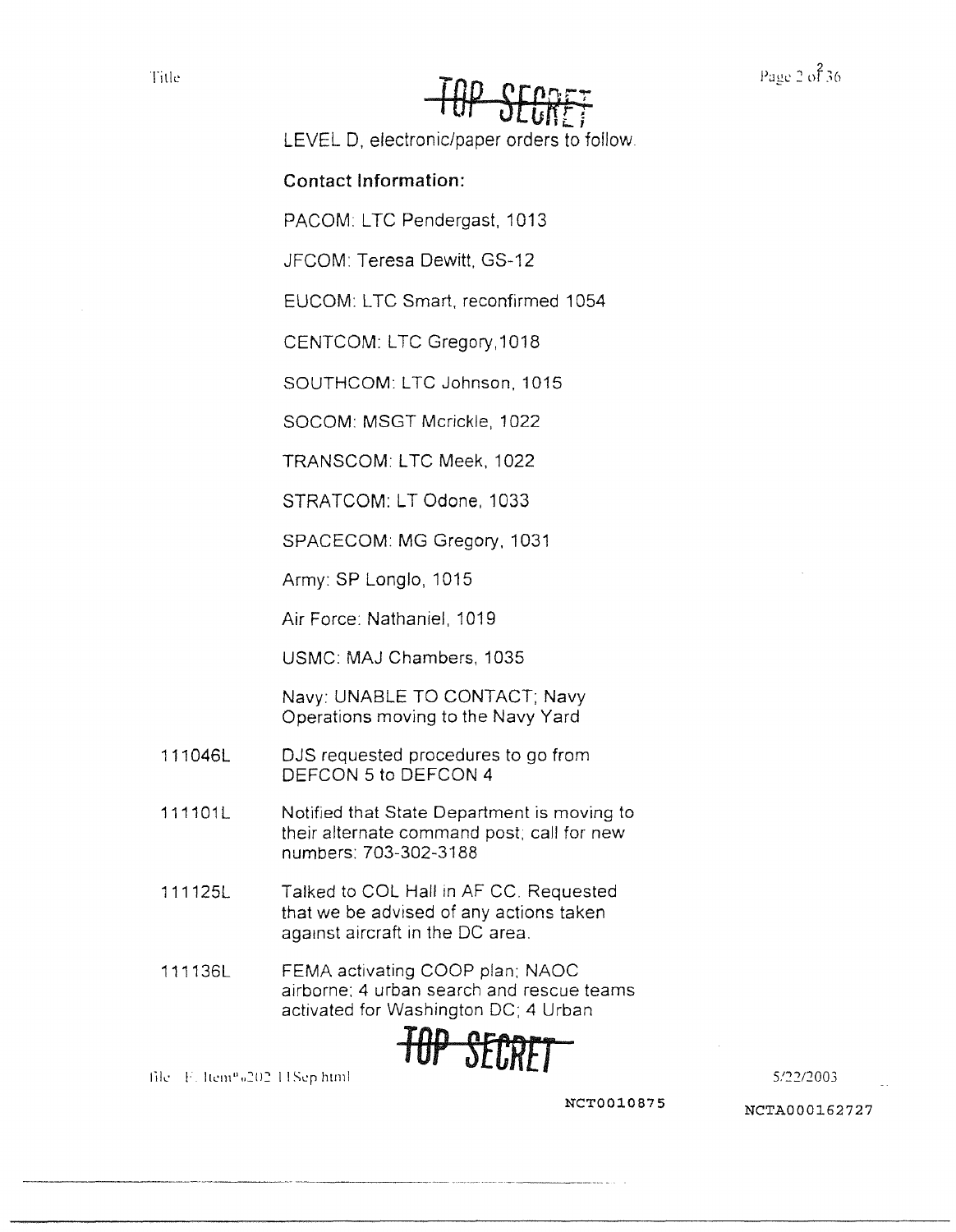~~TOP SECRET~~

LEVEL D, electronic/paper orders to follow.

**Contact Information:**

PACOM: LTC Pendergast, 1013

JFCOM: Teresa Dewitt, GS-12

EUCOM: LTC Smart, reconfirmed 1054

CENTCOM: LTC Gregory,1018

SOUTHCOM: LTC Johnson, 1015

SOCOM: MSGT Mcrickle, 1022

TRANSCOM: LTC Meek, 1022

STRATCOM: LT Odone, 1033

SPACECOM: MG Gregory, 1031

Army: SP Longlo, 1015

Air Force: Nathaniel, 1019

USMC: MAJ Chambers, 1035

Navy: UNABLE TO CONTACT; Navy Operations moving to the Navy Yard

111046L DJS requested procedures to go from DEFCON 5 to DEFCON 4

111101L Notified that State Department is moving to their alternate command post; call for new numbers: 703-302-3188

111125L Talked to COL Hall in AF CC. Requested that we be advised of any actions taken against aircraft in the DC area.

111136L FEMA activating COOP plan; NAOC airborne; 4 urban search and rescue teams activated for Washington DC; 4 Urban

~~TOP SECRET~~

NCT0010875

NCTA000162727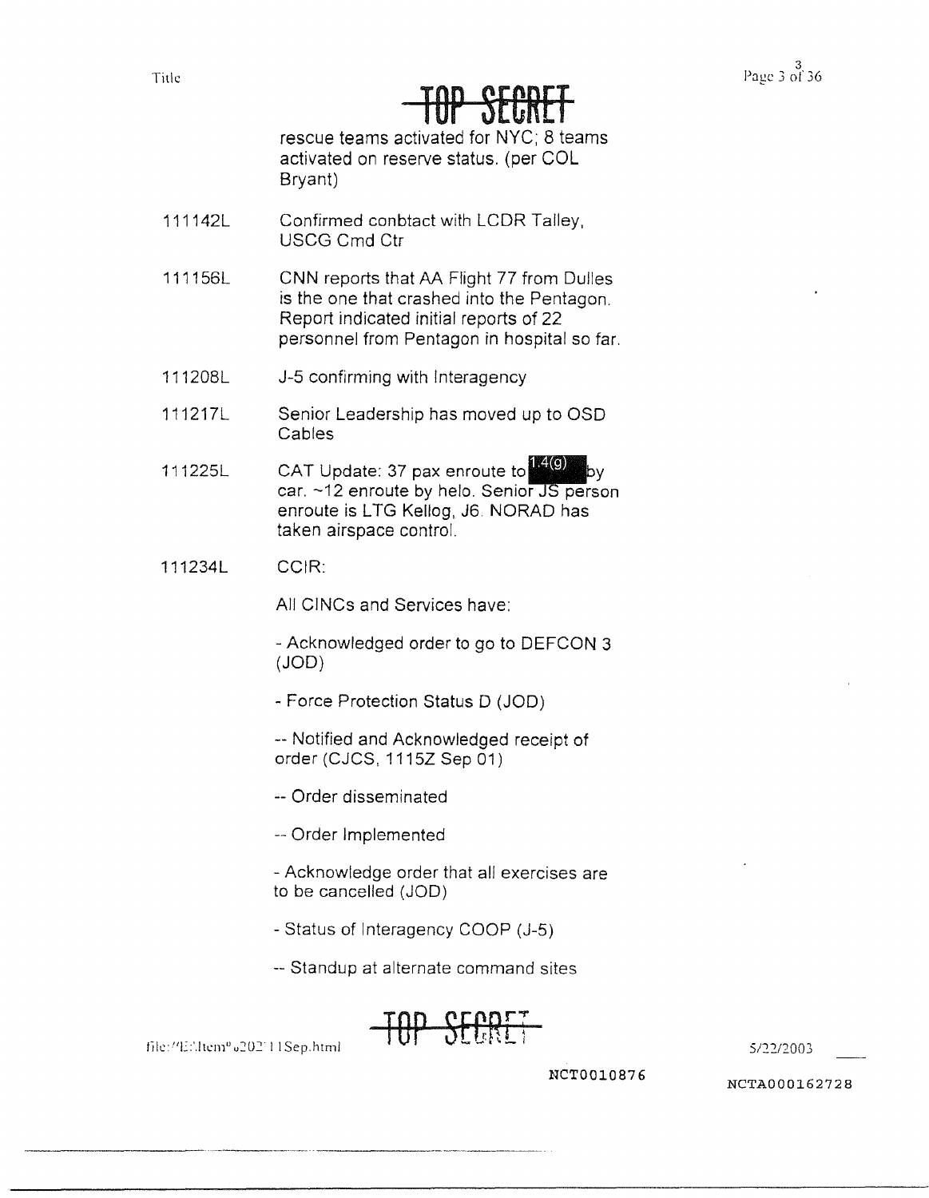rescue teams activated for NYC; 8 teams activated on reserve status. (per COL Bryant)

| | |
|---|---|
| 111142L | Confirmed conbtact with LCDR Talley, USCG Cmd Ctr |
| 111156L | CNN reports that AA Flight 77 from Dulles is the one that crashed into the Pentagon. Report indicated initial reports of 22 personnel from Pentagon in hospital so far. |
| 111208L | J-5 confirming with Interagency |
| 111217L | Senior Leadership has moved up to OSD Cables |
| 111225L | CAT Update: 37 pax enroute to 1.4(g) by car. ~12 enroute by helo. Senior JS person enroute is LTG Kellog, J6. NORAD has taken airspace control. |
| 111234L | CCIR: |

All CINCs and Services have:

- Acknowledged order to go to DEFCON 3 (JOD)

- Force Protection Status D (JOD)

-- Notified and Acknowledged receipt of order (CJCS, 1115Z Sep 01)

-- Order disseminated

-- Order Implemented

- Acknowledge order that all exercises are to be cancelled (JOD)

- Status of Interagency COOP (J-5)

-- Standup at alternate command sites

NCT0010876

NCTA000162728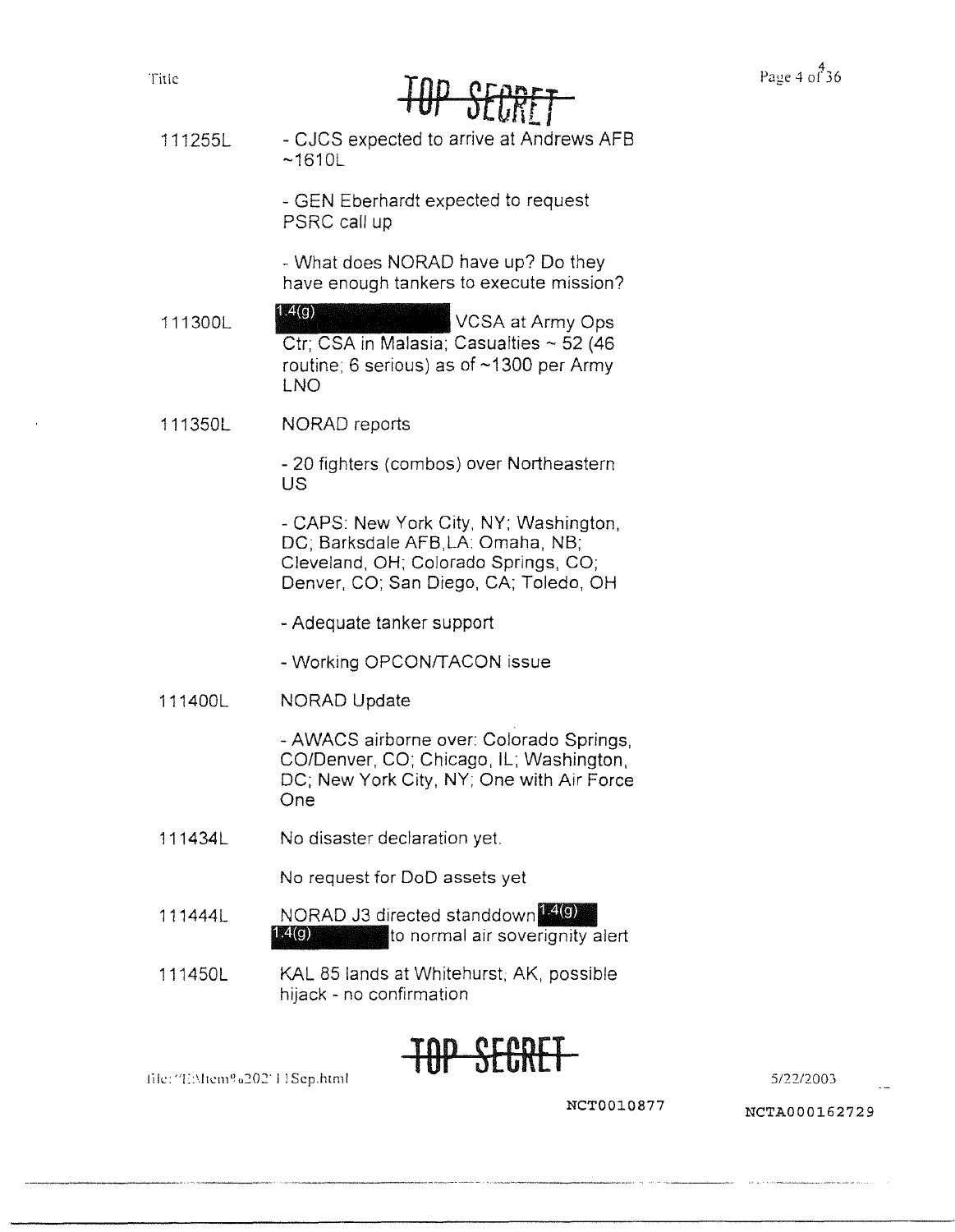**TOP SECRET**

| | |
|---|---|
| 111255L | - CJCS expected to arrive at Andrews AFB ~1610L<br><br>- GEN Eberhardt expected to request PSRC call up<br><br>- What does NORAD have up? Do they have enough tankers to execute mission? |
| 111300L | 1.4(g) VCSA at Army Ops Ctr; CSA in Malasia; Casualties ~ 52 (46 routine; 6 serious) as of ~1300 per Army LNO |
| 111350L | NORAD reports<br><br>- 20 fighters (combos) over Northeastern US<br><br>- CAPS: New York City, NY; Washington, DC; Barksdale AFB,LA; Omaha, NB; Cleveland, OH; Colorado Springs, CO; Denver, CO; San Diego, CA; Toledo, OH<br><br>- Adequate tanker support<br><br>- Working OPCON/TACON issue |
| 111400L | NORAD Update<br><br>- AWACS airborne over: Colorado Springs, CO/Denver, CO; Chicago, IL; Washington, DC; New York City, NY; One with Air Force One |
| 111434L | No disaster declaration yet.<br><br>No request for DoD assets yet |
| 111444L | NORAD J3 directed standdown 1.4(g) 1.4(g) to normal air soverignity alert |
| 111450L | KAL 85 lands at Whitehurst, AK, possible hijack - no confirmation |

**TOP SECRET**

NCT0010877

NCTA000162729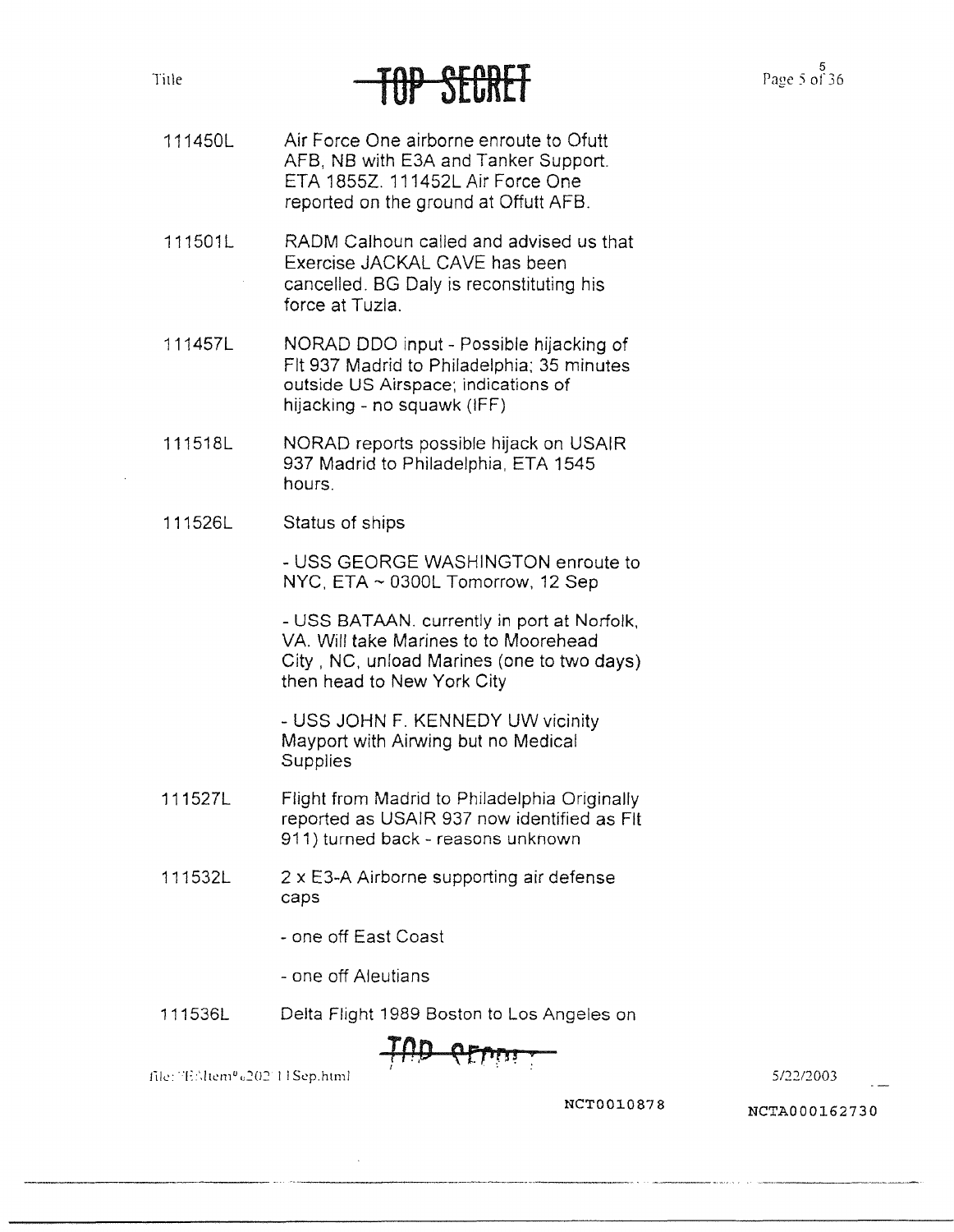| | |
|---|---|
| 111450L | Air Force One airborne enroute to Ofutt AFB, NB with E3A and Tanker Support. ETA 1855Z. 111452L Air Force One reported on the ground at Offutt AFB. |
| 111501L | RADM Calhoun called and advised us that Exercise JACKAL CAVE has been cancelled. BG Daly is reconstituting his force at Tuzla. |
| 111457L | NORAD DDO input - Possible hijacking of Flt 937 Madrid to Philadelphia; 35 minutes outside US Airspace; indications of hijacking - no squawk (IFF) |
| 111518L | NORAD reports possible hijack on USAIR 937 Madrid to Philadelphia, ETA 1545 hours. |
| 111526L | Status of ships<br><br>- USS GEORGE WASHINGTON enroute to NYC, ETA ~ 0300L Tomorrow, 12 Sep<br><br>- USS BATAAN. currently in port at Norfolk, VA. Will take Marines to to Moorehead City , NC, unload Marines (one to two days) then head to New York City<br><br>- USS JOHN F. KENNEDY UW vicinity Mayport with Airwing but no Medical Supplies |
| 111527L | Flight from Madrid to Philadelphia Originally reported as USAIR 937 now identified as Flt 911) turned back - reasons unknown |
| 111532L | 2 x E3-A Airborne supporting air defense caps<br><br>- one off East Coast<br><br>- one off Aleutians |
| 111536L | Delta Flight 1989 Boston to Los Angeles on |

NCT0010878

NCTA000162730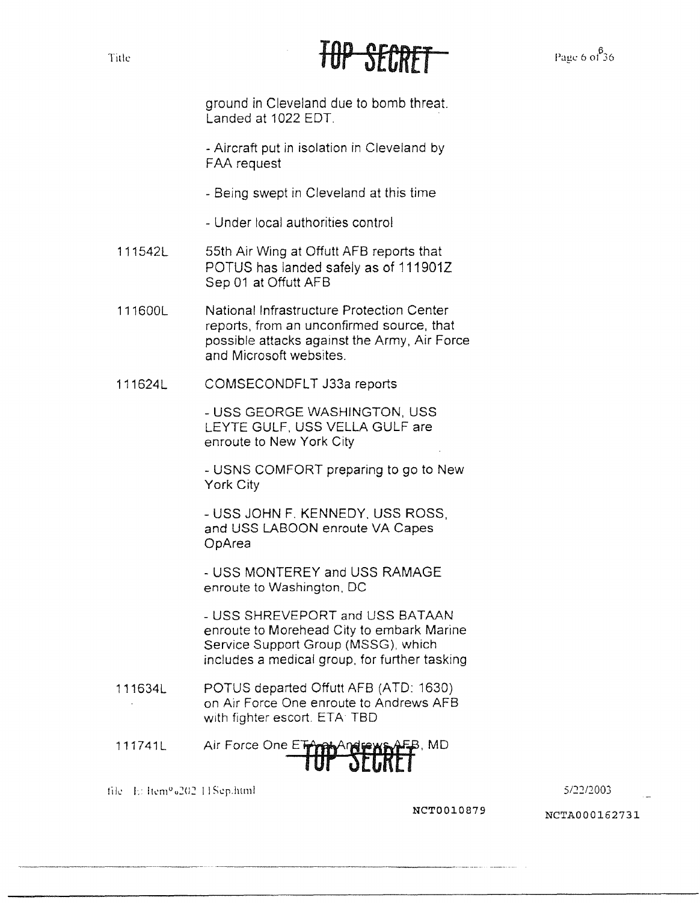ground in Cleveland due to bomb threat. Landed at 1022 EDT.

- Aircraft put in isolation in Cleveland by FAA request

- Being swept in Cleveland at this time

- Under local authorities control

111542L — 55th Air Wing at Offutt AFB reports that POTUS has landed safely as of 111901Z Sep 01 at Offutt AFB

111600L — National Infrastructure Protection Center reports, from an unconfirmed source, that possible attacks against the Army, Air Force and Microsoft websites.

111624L — COMSECONDFLT J33a reports

- USS GEORGE WASHINGTON, USS LEYTE GULF, USS VELLA GULF are enroute to New York City

- USNS COMFORT preparing to go to New York City

- USS JOHN F. KENNEDY, USS ROSS, and USS LABOON enroute VA Capes OpArea

- USS MONTEREY and USS RAMAGE enroute to Washington, DC

- USS SHREVEPORT and USS BATAAN enroute to Morehead City to embark Marine Service Support Group (MSSG), which includes a medical group, for further tasking

111634L — POTUS departed Offutt AFB (ATD: 1630) on Air Force One enroute to Andrews AFB with fighter escort. ETA: TBD

111741L — Air Force One ETA at Andrews AFB, MD

NCT0010879

NCTA000162731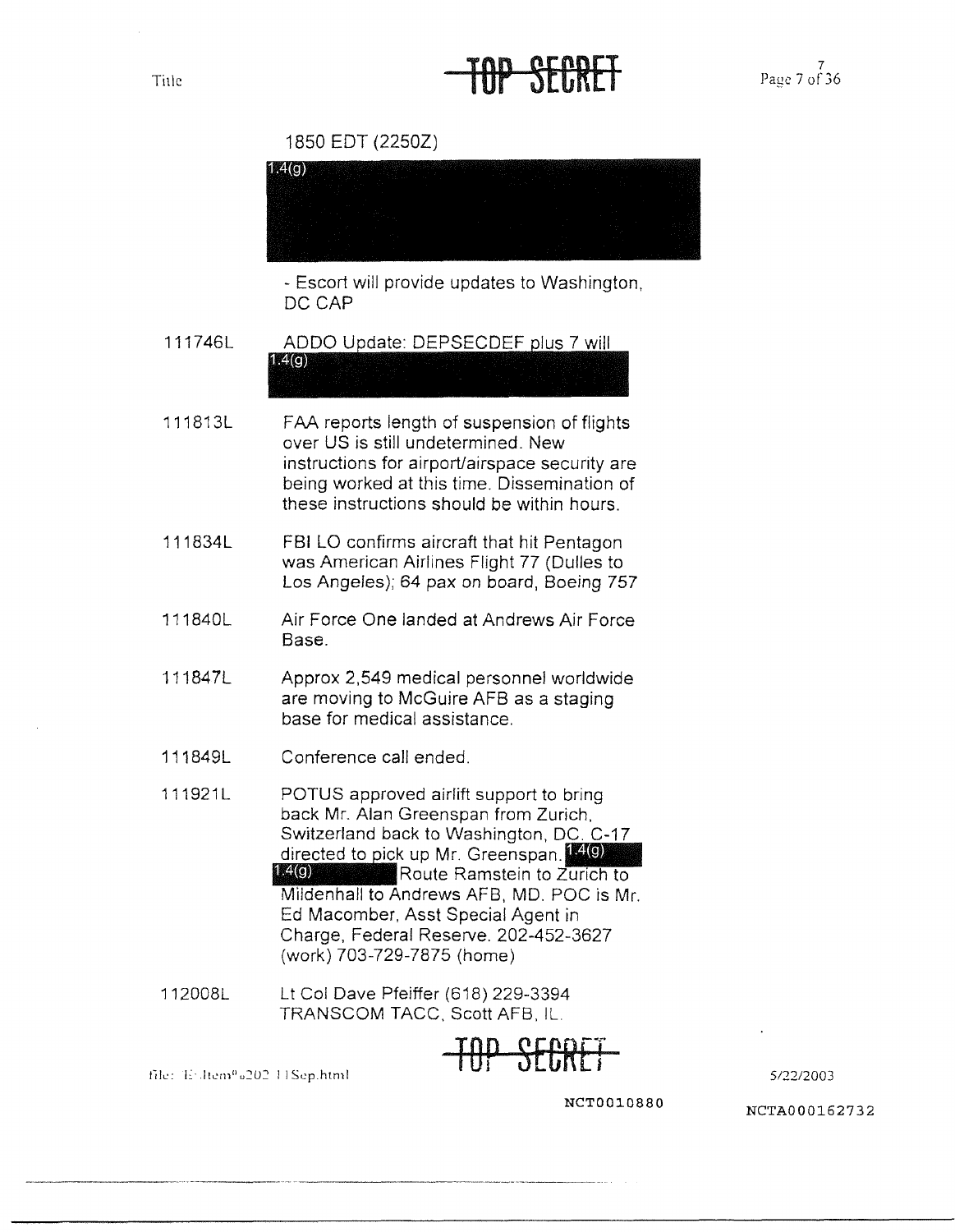1850 EDT (2250Z)

1.4(g)

- Escort will provide updates to Washington, DC CAP

111746L ADDO Update: DEPSECDEF plus 7 will 1.4(g)

111813L FAA reports length of suspension of flights over US is still undetermined. New instructions for airport/airspace security are being worked at this time. Dissemination of these instructions should be within hours.

111834L FBI LO confirms aircraft that hit Pentagon was American Airlines Flight 77 (Dulles to Los Angeles); 64 pax on board, Boeing 757

111840L Air Force One landed at Andrews Air Force Base.

111847L Approx 2,549 medical personnel worldwide are moving to McGuire AFB as a staging base for medical assistance.

111849L Conference call ended.

111921L POTUS approved airlift support to bring back Mr. Alan Greenspan from Zurich, Switzerland back to Washington, DC. C-17 directed to pick up Mr. Greenspan. 1.4(g) 1.4(g) Route Ramstein to Zurich to Mildenhall to Andrews AFB, MD. POC is Mr. Ed Macomber, Asst Special Agent in Charge, Federal Reserve. 202-452-3627 (work) 703-729-7875 (home)

112008L Lt Col Dave Pfeiffer (618) 229-3394 TRANSCOM TACC, Scott AFB, IL.

NCT0010880

NCTA000162732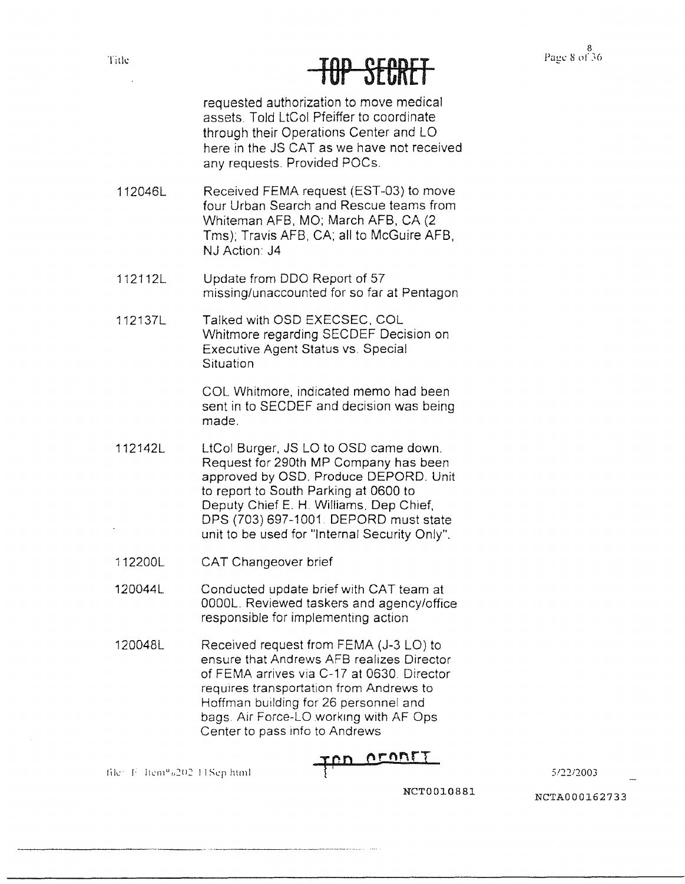TOP SECRET

| | |
|---|---|
| | requested authorization to move medical assets. Told LtCol Pfeiffer to coordinate through their Operations Center and LO here in the JS CAT as we have not received any requests. Provided POCs. |
| 112046L | Received FEMA request (EST-03) to move four Urban Search and Rescue teams from Whiteman AFB, MO; March AFB, CA (2 Tms); Travis AFB, CA; all to McGuire AFB, NJ Action: J4 |
| 112112L | Update from DDO Report of 57 missing/unaccounted for so far at Pentagon |
| 112137L | Talked with OSD EXECSEC, COL Whitmore regarding SECDEF Decision on Executive Agent Status vs. Special Situation<br><br>COL Whitmore, indicated memo had been sent in to SECDEF and decision was being made. |
| 112142L | LtCol Burger, JS LO to OSD came down. Request for 290th MP Company has been approved by OSD. Produce DEPORD. Unit to report to South Parking at 0600 to Deputy Chief E. H. Williams, Dep Chief, DPS (703) 697-1001. DEPORD must state unit to be used for "Internal Security Only". |
| 112200L | CAT Changeover brief |
| 120044L | Conducted update brief with CAT team at 0000L. Reviewed taskers and agency/office responsible for implementing action |
| 120048L | Received request from FEMA (J-3 LO) to ensure that Andrews AFB realizes Director of FEMA arrives via C-17 at 0630. Director requires transportation from Andrews to Hoffman building for 26 personnel and bags. Air Force-LO working with AF Ops Center to pass info to Andrews |

TOP SECRET

file: F:\Item%202 11Sep.html 5/22/2003

NCT0010881 NCTA000162733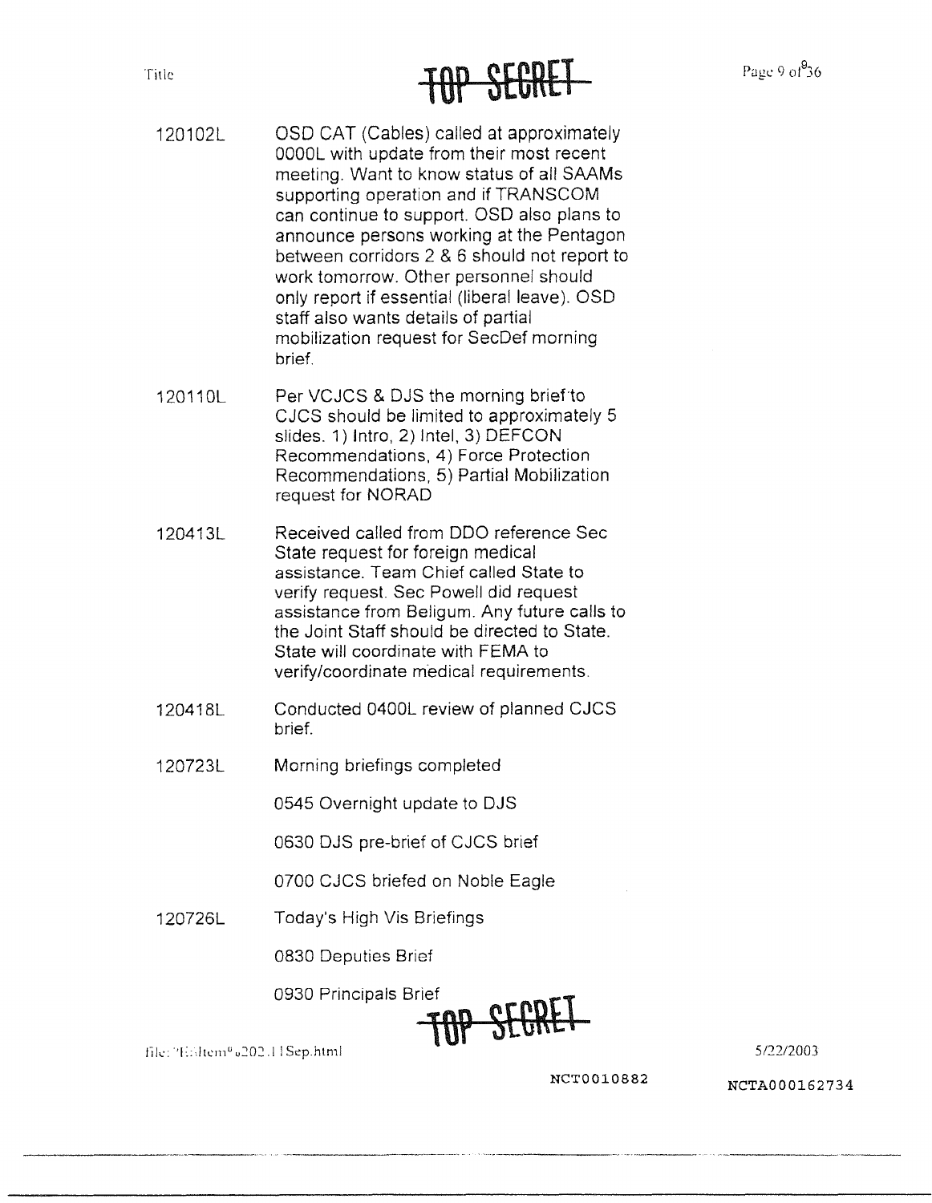| | |
|---|---|
| 120102L | OSD CAT (Cables) called at approximately 0000L with update from their most recent meeting. Want to know status of all SAAMs supporting operation and if TRANSCOM can continue to support. OSD also plans to announce persons working at the Pentagon between corridors 2 & 6 should not report to work tomorrow. Other personnel should only report if essential (liberal leave). OSD staff also wants details of partial mobilization request for SecDef morning brief. |
| 120110L | Per VCJCS & DJS the morning brief to CJCS should be limited to approximately 5 slides. 1) Intro, 2) Intel, 3) DEFCON Recommendations, 4) Force Protection Recommendations, 5) Partial Mobilization request for NORAD |
| 120413L | Received called from DDO reference Sec State request for foreign medical assistance. Team Chief called State to verify request. Sec Powell did request assistance from Beligum. Any future calls to the Joint Staff should be directed to State. State will coordinate with FEMA to verify/coordinate medical requirements. |
| 120418L | Conducted 0400L review of planned CJCS brief. |
| 120723L | Morning briefings completed<br><br>0545 Overnight update to DJS<br><br>0630 DJS pre-brief of CJCS brief<br><br>0700 CJCS briefed on Noble Eagle |
| 120726L | Today's High Vis Briefings<br><br>0830 Deputies Brief<br><br>0930 Principals Brief |

NCT0010882

NCTA000162734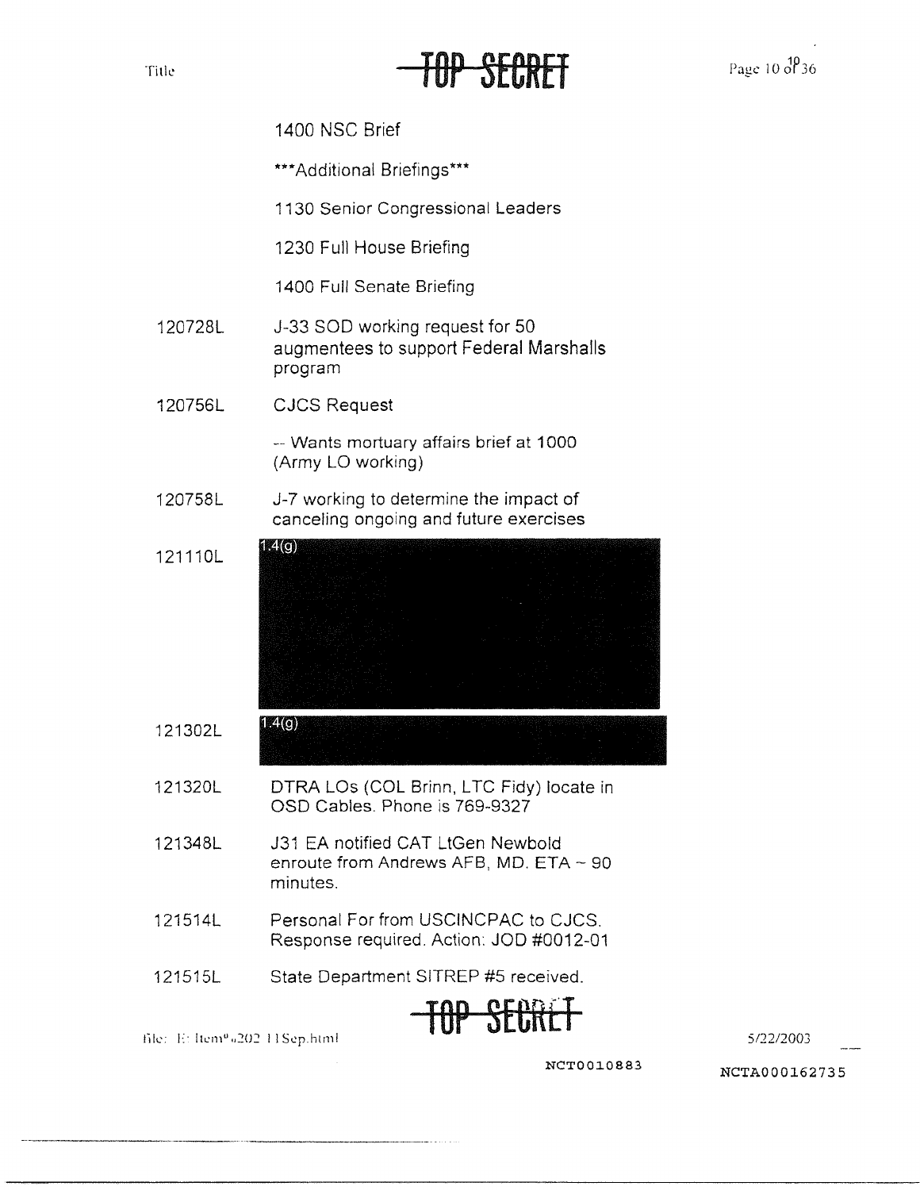1400 NSC Brief

***Additional Briefings***

1130 Senior Congressional Leaders

1230 Full House Briefing

1400 Full Senate Briefing

| | |
|---|---|
| 120728L | J-33 SOD working request for 50 augmentees to support Federal Marshalls program |
| 120756L | CJCS Request<br><br>-- Wants mortuary affairs brief at 1000 (Army LO working) |
| 120758L | J-7 working to determine the impact of canceling ongoing and future exercises |
| 121110L | 1.4(g) |
| 121302L | 1.4(g) |
| 121320L | DTRA LOs (COL Brinn, LTC Fidy) locate in OSD Cables. Phone is 769-9327 |
| 121348L | J31 EA notified CAT LtGen Newbold enroute from Andrews AFB, MD. ETA ~ 90 minutes. |
| 121514L | Personal For from USCINCPAC to CJCS. Response required. Action: JOD #0012-01 |
| 121515L | State Department SITREP #5 received. |

NCT0010883

NCTA000162735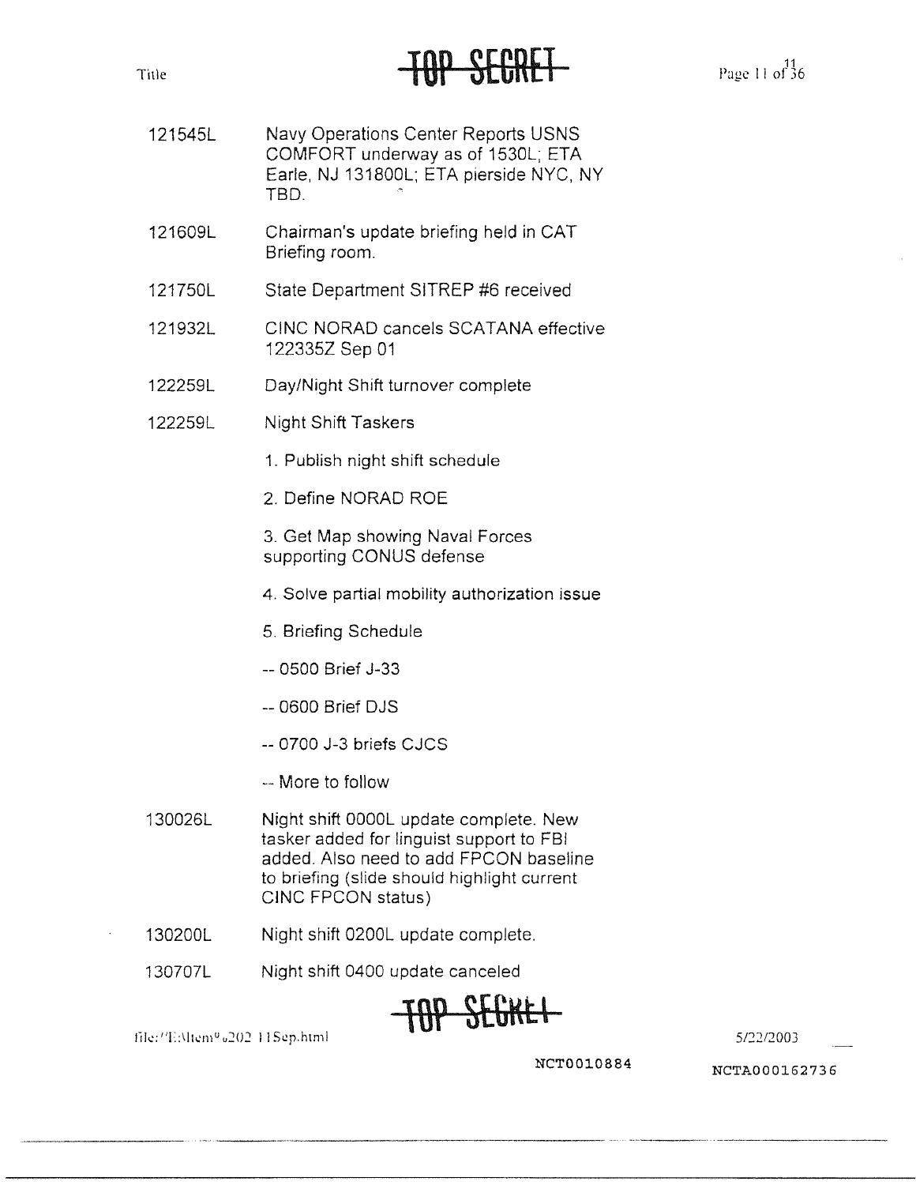| | |
|---|---|
| 121545L | Navy Operations Center Reports USNS COMFORT underway as of 1530L; ETA Earle, NJ 131800L; ETA pierside NYC, NY TBD. |
| 121609L | Chairman's update briefing held in CAT Briefing room. |
| 121750L | State Department SITREP #6 received |
| 121932L | CINC NORAD cancels SCATANA effective 122335Z Sep 01 |
| 122259L | Day/Night Shift turnover complete |
| 122259L | Night Shift Taskers<br><br>1. Publish night shift schedule<br><br>2. Define NORAD ROE<br><br>3. Get Map showing Naval Forces supporting CONUS defense<br><br>4. Solve partial mobility authorization issue<br><br>5. Briefing Schedule<br><br>-- 0500 Brief J-33<br><br>-- 0600 Brief DJS<br><br>-- 0700 J-3 briefs CJCS<br><br>-- More to follow |
| 130026L | Night shift 0000L update complete. New tasker added for linguist support to FBI added. Also need to add FPCON baseline to briefing (slide should highlight current CINC FPCON status) |
| 130200L | Night shift 0200L update complete. |
| 130707L | Night shift 0400 update canceled |

NCT0010884

NCTA000162736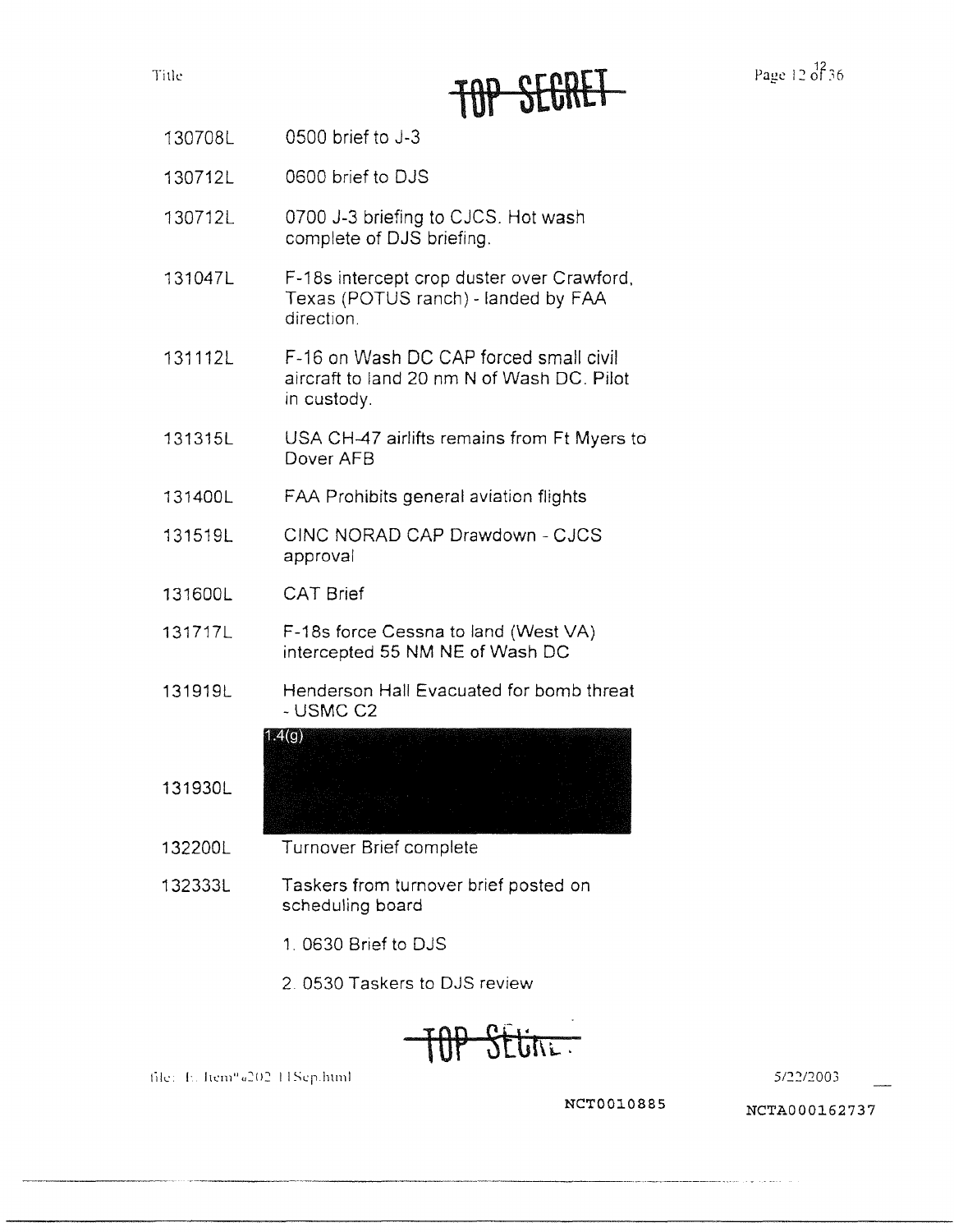TOP SECRET

| | |
|---|---|
| 130708L | 0500 brief to J-3 |
| 130712L | 0600 brief to DJS |
| 130712L | 0700 J-3 briefing to CJCS. Hot wash complete of DJS briefing. |
| 131047L | F-18s intercept crop duster over Crawford, Texas (POTUS ranch) - landed by FAA direction. |
| 131112L | F-16 on Wash DC CAP forced small civil aircraft to land 20 nm N of Wash DC. Pilot in custody. |
| 131315L | USA CH-47 airlifts remains from Ft Myers to Dover AFB |
| 131400L | FAA Prohibits general aviation flights |
| 131519L | CINC NORAD CAP Drawdown - CJCS approval |
| 131600L | CAT Brief |
| 131717L | F-18s force Cessna to land (West VA) intercepted 55 NM NE of Wash DC |
| 131919L | Henderson Hall Evacuated for bomb threat - USMC C2 |
| 131930L | 1.4(g) [redacted] |
| 132200L | Turnover Brief complete |
| 132333L | Taskers from turnover brief posted on scheduling board |

1. 0630 Brief to DJS
2. 0530 Taskers to DJS review

TOP SECRET

file: E:\Item%202 11Sep.html 5/22/2003

NCT0010885 NCTA000162737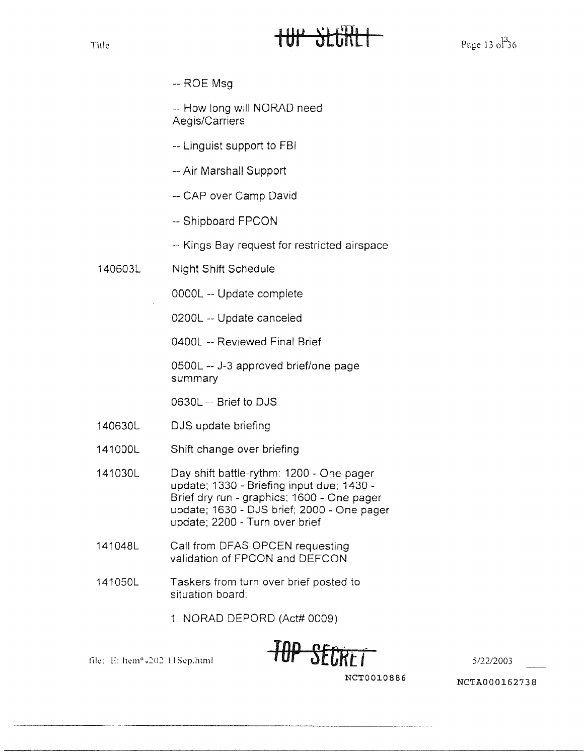-- ROE Msg

-- How long will NORAD need Aegis/Carriers

-- Linguist support to FBI

-- Air Marshall Support

-- CAP over Camp David

-- Shipboard FPCON

-- Kings Bay request for restricted airspace

140603L Night Shift Schedule

0000L -- Update complete

0200L -- Update canceled

0400L -- Reviewed Final Brief

0500L -- J-3 approved brief/one page summary

0630L -- Brief to DJS

140630L DJS update briefing

141000L Shift change over briefing

141030L Day shift battle-rythm: 1200 - One pager update; 1330 - Briefing input due; 1430 - Brief dry run - graphics; 1600 - One pager update; 1630 - DJS brief; 2000 - One pager update; 2200 - Turn over brief

141048L Call from DFAS OPCEN requesting validation of FPCON and DEFCON

141050L Taskers from turn over brief posted to situation board:

1. NORAD DEPORD (Act# 0009)

NCT0010886

NCTA000162738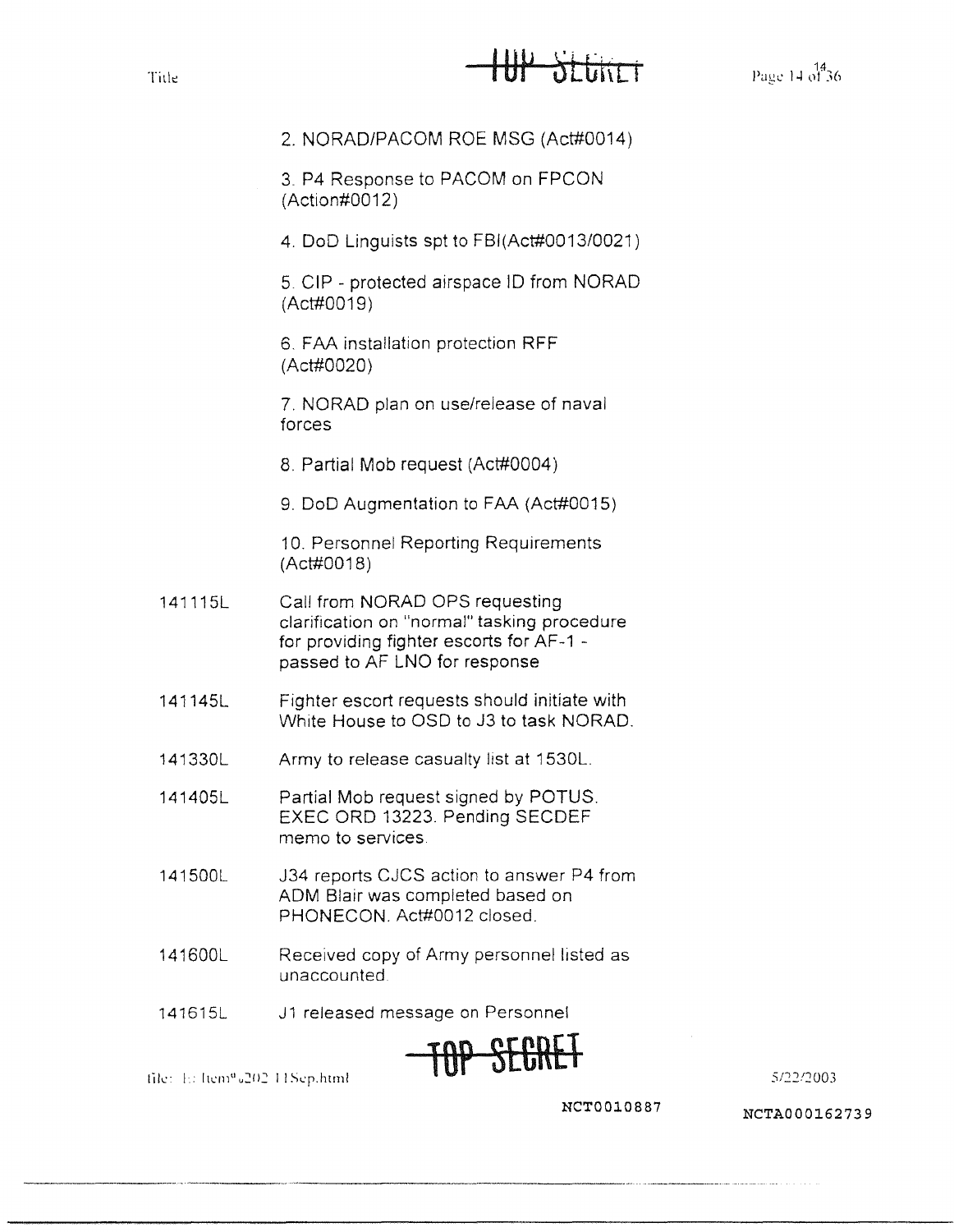2. NORAD/PACOM ROE MSG (Act#0014)

3. P4 Response to PACOM on FPCON (Action#0012)

4. DoD Linguists spt to FBI(Act#0013/0021)

5. CIP - protected airspace ID from NORAD (Act#0019)

6. FAA installation protection RFF (Act#0020)

7. NORAD plan on use/release of naval forces

8. Partial Mob request (Act#0004)

9. DoD Augmentation to FAA (Act#0015)

10. Personnel Reporting Requirements (Act#0018)

| | |
|---|---|
| 141115L | Call from NORAD OPS requesting clarification on "normal" tasking procedure for providing fighter escorts for AF-1 - passed to AF LNO for response |
| 141145L | Fighter escort requests should initiate with White House to OSD to J3 to task NORAD. |
| 141330L | Army to release casualty list at 1530L. |
| 141405L | Partial Mob request signed by POTUS. EXEC ORD 13223. Pending SECDEF memo to services. |
| 141500L | J34 reports CJCS action to answer P4 from ADM Blair was completed based on PHONECON. Act#0012 closed. |
| 141600L | Received copy of Army personnel listed as unaccounted. |
| 141615L | J1 released message on Personnel |

NCT0010887

NCTA000162739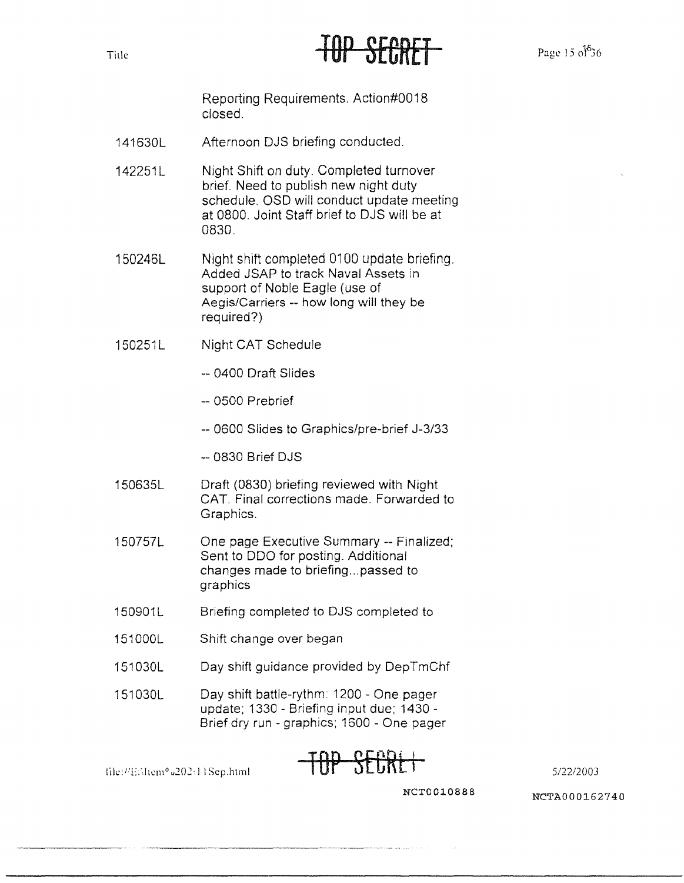| | |
|---|---|
| | Reporting Requirements. Action#0018 closed. |
| 141630L | Afternoon DJS briefing conducted. |
| 142251L | Night Shift on duty. Completed turnover brief. Need to publish new night duty schedule. OSD will conduct update meeting at 0800. Joint Staff brief to DJS will be at 0830. |
| 150246L | Night shift completed 0100 update briefing. Added JSAP to track Naval Assets in support of Noble Eagle (use of Aegis/Carriers -- how long will they be required?) |
| 150251L | Night CAT Schedule<br>-- 0400 Draft Slides<br>-- 0500 Prebrief<br>-- 0600 Slides to Graphics/pre-brief J-3/33<br>-- 0830 Brief DJS |
| 150635L | Draft (0830) briefing reviewed with Night CAT. Final corrections made. Forwarded to Graphics. |
| 150757L | One page Executive Summary -- Finalized; Sent to DDO for posting. Additional changes made to briefing...passed to graphics |
| 150901L | Briefing completed to DJS completed to |
| 151000L | Shift change over began |
| 151030L | Day shift guidance provided by DepTmChf |
| 151030L | Day shift battle-rythm: 1200 - One pager update; 1330 - Briefing input due; 1430 - Brief dry run - graphics; 1600 - One pager |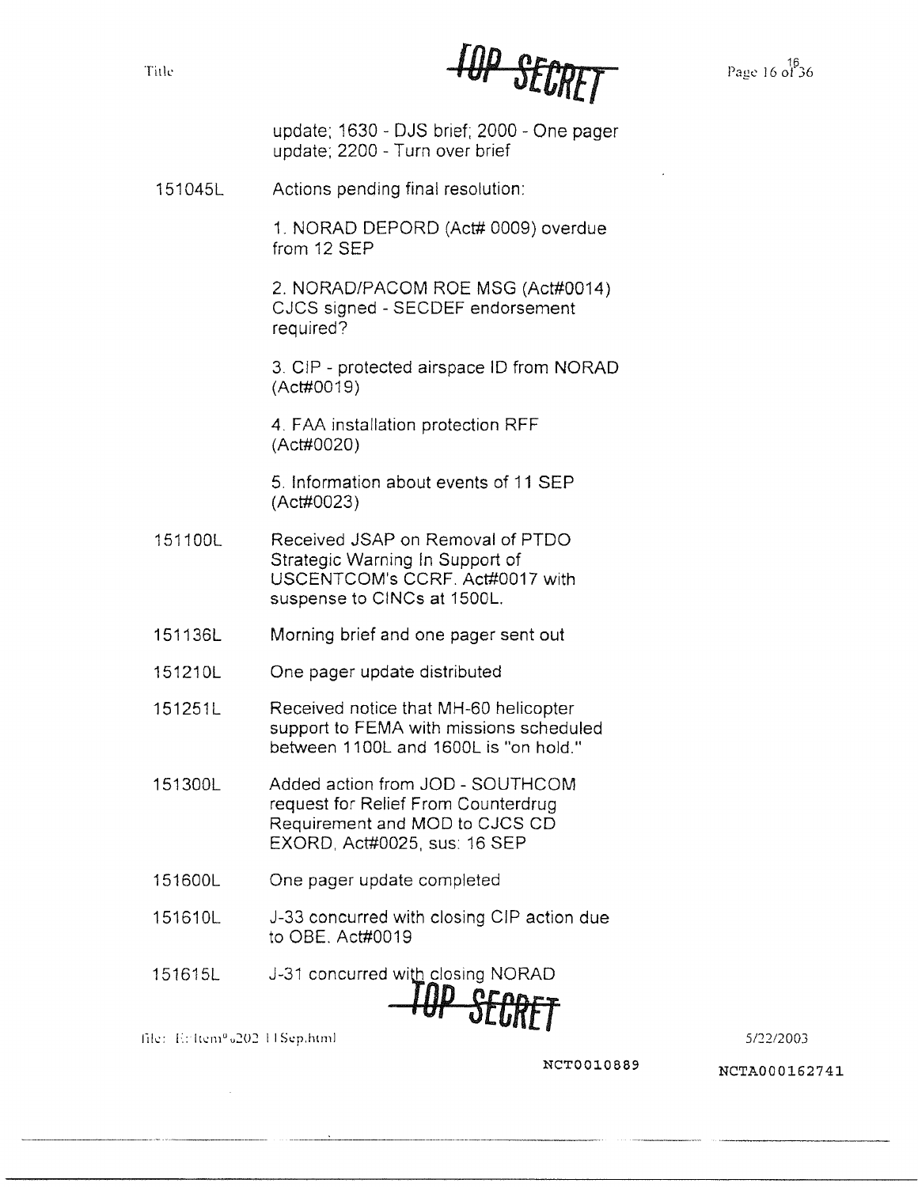update; 1630 - DJS brief; 2000 - One pager update; 2200 - Turn over brief

| | |
|---|---|
| 151045L | Actions pending final resolution:<br><br>1. NORAD DEPORD (Act# 0009) overdue from 12 SEP<br><br>2. NORAD/PACOM ROE MSG (Act#0014) CJCS signed - SECDEF endorsement required?<br><br>3. CIP - protected airspace ID from NORAD (Act#0019)<br><br>4. FAA installation protection RFF (Act#0020)<br><br>5. Information about events of 11 SEP (Act#0023) |
| 151100L | Received JSAP on Removal of PTDO Strategic Warning In Support of USCENTCOM's CCRF. Act#0017 with suspense to CINCs at 1500L. |
| 151136L | Morning brief and one pager sent out |
| 151210L | One pager update distributed |
| 151251L | Received notice that MH-60 helicopter support to FEMA with missions scheduled between 1100L and 1600L is "on hold." |
| 151300L | Added action from JOD - SOUTHCOM request for Relief From Counterdrug Requirement and MOD to CJCS CD EXORD, Act#0025, sus: 16 SEP |
| 151600L | One pager update completed |
| 151610L | J-33 concurred with closing CIP action due to OBE. Act#0019 |
| 151615L | J-31 concurred with closing NORAD |

NCT0010889

NCTA000162741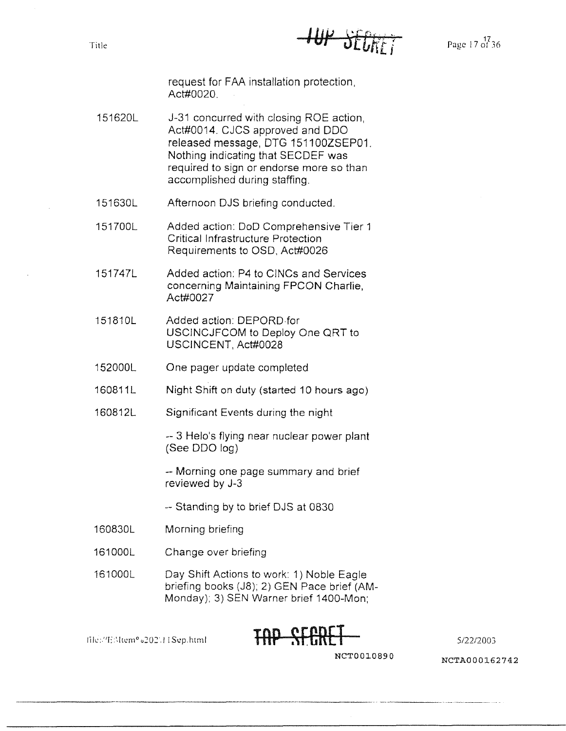request for FAA installation protection, Act#0020.

| | |
|---|---|
| 151620L | J-31 concurred with closing ROE action, Act#0014. CJCS approved and DDO released message, DTG 151100ZSEP01. Nothing indicating that SECDEF was required to sign or endorse more so than accomplished during staffing. |
| 151630L | Afternoon DJS briefing conducted. |
| 151700L | Added action: DoD Comprehensive Tier 1 Critical Infrastructure Protection Requirements to OSD, Act#0026 |
| 151747L | Added action: P4 to CINCs and Services concerning Maintaining FPCON Charlie, Act#0027 |
| 151810L | Added action: DEPORD for USCINCJFCOM to Deploy One QRT to USCINCENT, Act#0028 |
| 152000L | One pager update completed |
| 160811L | Night Shift on duty (started 10 hours ago) |
| 160812L | Significant Events during the night<br><br>-- 3 Helo's flying near nuclear power plant (See DDO log)<br><br>-- Morning one page summary and brief reviewed by J-3<br><br>-- Standing by to brief DJS at 0830 |
| 160830L | Morning briefing |
| 161000L | Change over briefing |
| 161000L | Day Shift Actions to work: 1) Noble Eagle briefing books (J8); 2) GEN Pace brief (AM-Monday); 3) SEN Warner brief 1400-Mon; |

NCT0010890

NCTA000162742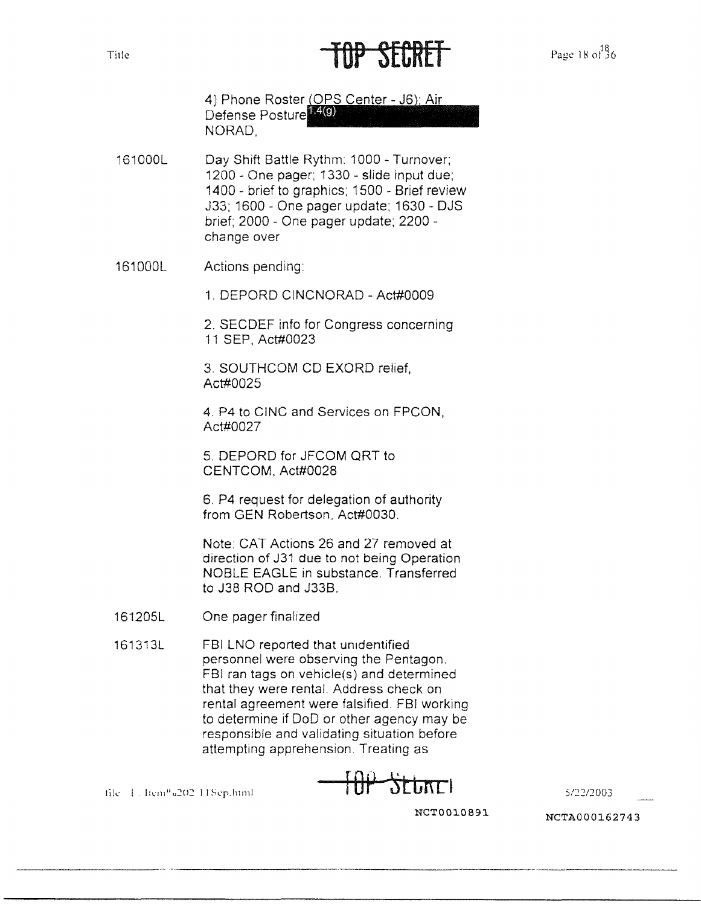4) Phone Roster (OPS Center - J6); Air Defense Posture 1.4(g) NORAD,

| | |
|---|---|
| 161000L | Day Shift Battle Rythm: 1000 - Turnover; 1200 - One pager; 1330 - slide input due; 1400 - brief to graphics; 1500 - Brief review J33; 1600 - One pager update; 1630 - DJS brief; 2000 - One pager update; 2200 - change over |
| 161000L | Actions pending: |

1. DEPORD CINCNORAD - Act#0009

2. SECDEF info for Congress concerning 11 SEP, Act#0023

3. SOUTHCOM CD EXORD relief, Act#0025

4. P4 to CINC and Services on FPCON, Act#0027

5. DEPORD for JFCOM QRT to CENTCOM, Act#0028

6. P4 request for delegation of authority from GEN Robertson, Act#0030.

Note: CAT Actions 26 and 27 removed at direction of J31 due to not being Operation NOBLE EAGLE in substance. Transferred to J38 ROD and J33B.

| | |
|---|---|
| 161205L | One pager finalized |
| 161313L | FBI LNO reported that unidentified personnel were observing the Pentagon. FBI ran tags on vehicle(s) and determined that they were rental. Address check on rental agreement were falsified. FBI working to determine if DoD or other agency may be responsible and validating situation before attempting apprehension. Treating as |

NCT0010891

NCTA000162743